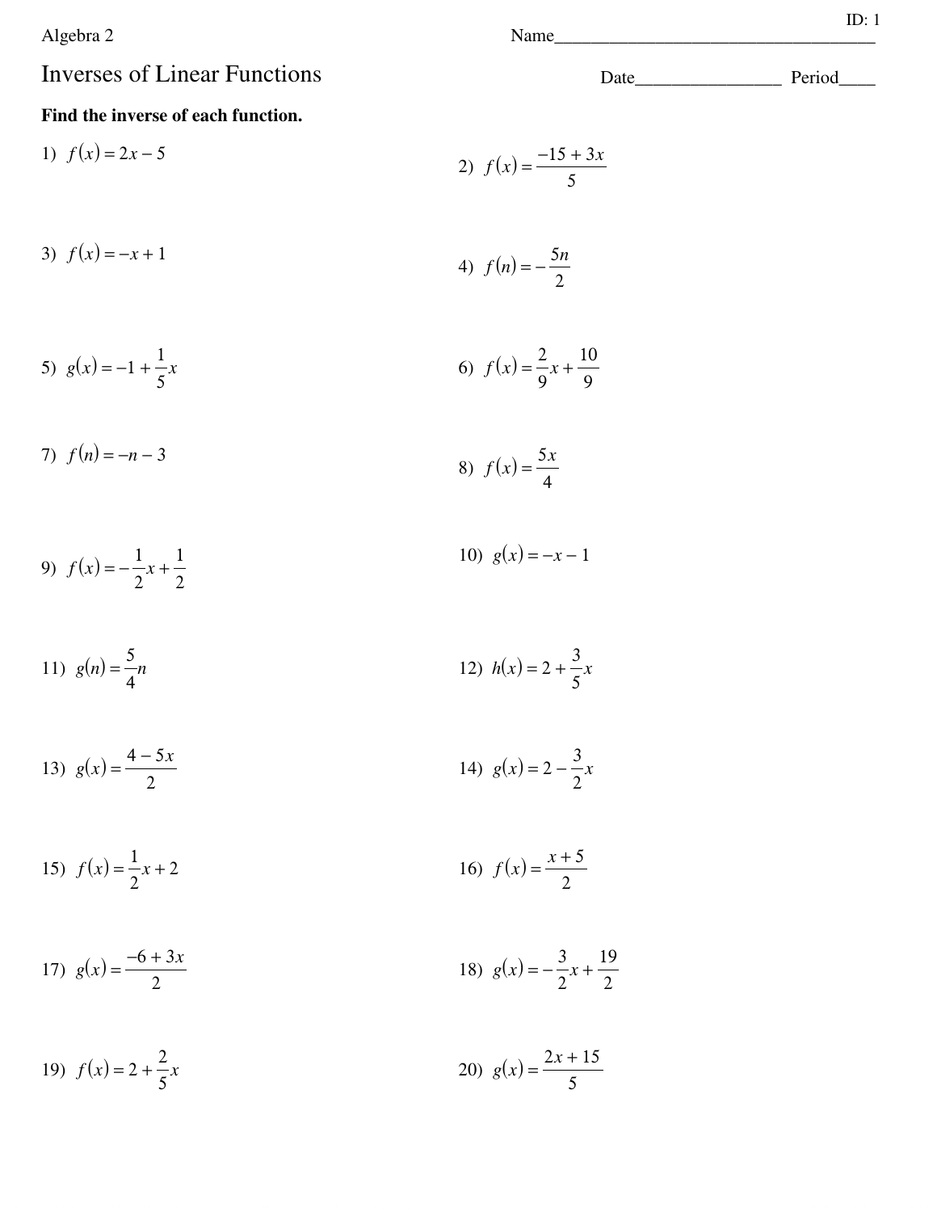Algebra 2

Name\_\_\_\_\_\_\_\_\_\_\_\_\_\_\_\_\_\_\_\_\_\_\_\_\_\_\_\_\_\_\_\_\_\_\_

# Inverses of Linear Functions

Date\_\_\_\_\_\_\_\_\_\_\_\_\_\_\_\_ Period\_\_\_\_

**Find the inverse of each function.**

1) $f(x) = 2x - 5$

2) $f(x) = \dfrac{-15 + 3x}{5}$

3) $f(x) = -x + 1$

4) $f(n) = -\dfrac{5n}{2}$

5) $g(x) = -1 + \dfrac{1}{5}x$

6) $f(x) = \dfrac{2}{9}x + \dfrac{10}{9}$

7) $f(n) = -n - 3$

8) $f(x) = \dfrac{5x}{4}$

9) $f(x) = -\dfrac{1}{2}x + \dfrac{1}{2}$

10) $g(x) = -x - 1$

11) $g(n) = \dfrac{5}{4}n$

12) $h(x) = 2 + \dfrac{3}{5}x$

13) $g(x) = \dfrac{4 - 5x}{2}$

14) $g(x) = 2 - \dfrac{3}{2}x$

15) $f(x) = \dfrac{1}{2}x + 2$

16) $f(x) = \dfrac{x + 5}{2}$

17) $g(x) = \dfrac{-6 + 3x}{2}$

18) $g(x) = -\dfrac{3}{2}x + \dfrac{19}{2}$

19) $f(x) = 2 + \dfrac{2}{5}x$

20) $g(x) = \dfrac{2x + 15}{5}$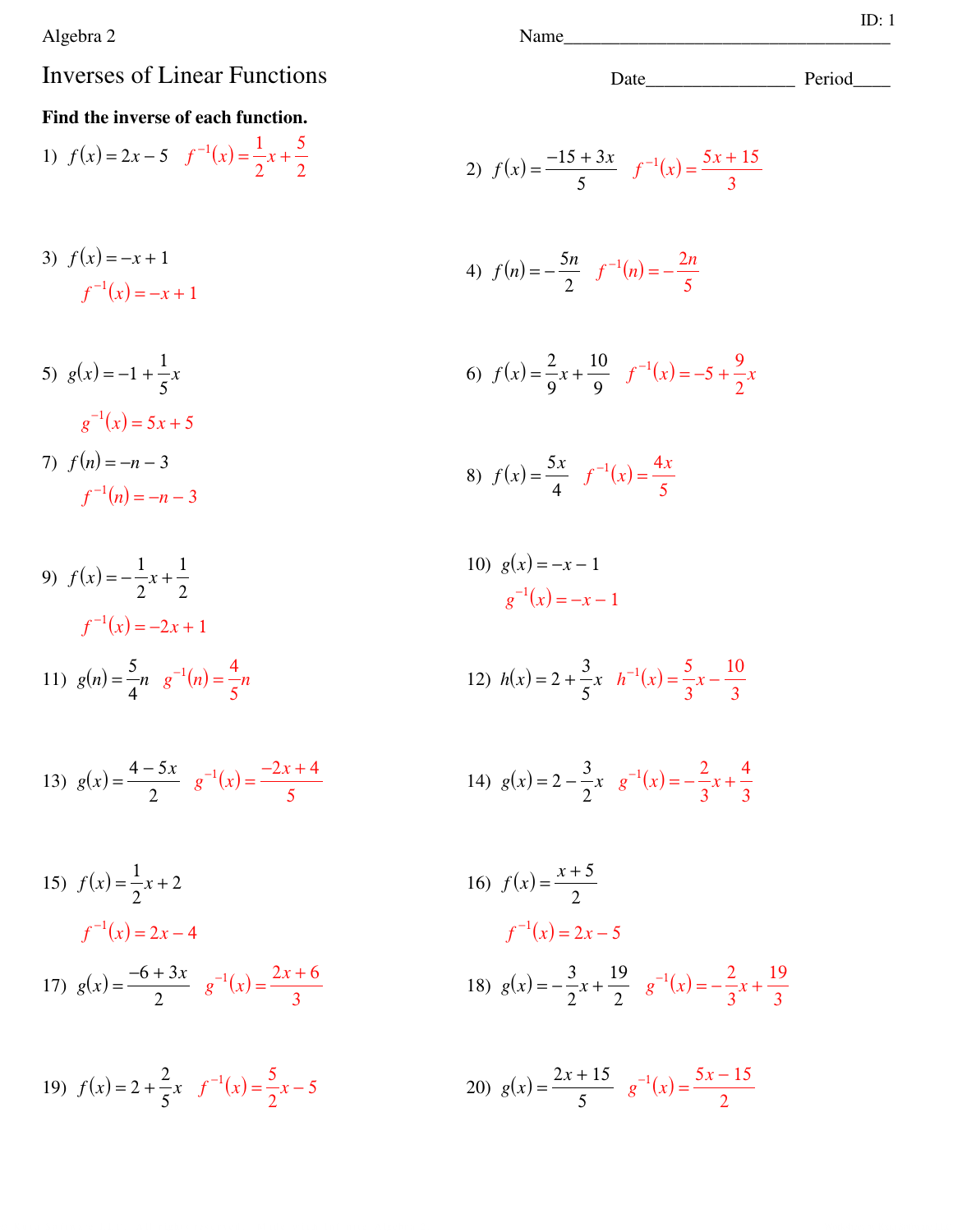Algebra 2

Name____________________________________

Date________________ Period____

# Inverses of Linear Functions

**Find the inverse of each function.**

1) $f(x) = 2x - 5$ $\quad f^{-1}(x) = \frac{1}{2}x + \frac{5}{2}$

2) $f(x) = \frac{-15 + 3x}{5}$ $\quad f^{-1}(x) = \frac{5x + 15}{3}$

3) $f(x) = -x + 1$

$f^{-1}(x) = -x + 1$

4) $f(n) = -\frac{5n}{2}$ $\quad f^{-1}(n) = -\frac{2n}{5}$

5) $g(x) = -1 + \frac{1}{5}x$

$g^{-1}(x) = 5x + 5$

6) $f(x) = \frac{2}{9}x + \frac{10}{9}$ $\quad f^{-1}(x) = -5 + \frac{9}{2}x$

7) $f(n) = -n - 3$

$f^{-1}(n) = -n - 3$

8) $f(x) = \frac{5x}{4}$ $\quad f^{-1}(x) = \frac{4x}{5}$

9) $f(x) = -\frac{1}{2}x + \frac{1}{2}$

$f^{-1}(x) = -2x + 1$

10) $g(x) = -x - 1$

$g^{-1}(x) = -x - 1$

11) $g(n) = \frac{5}{4}n$ $\quad g^{-1}(n) = \frac{4}{5}n$

12) $h(x) = 2 + \frac{3}{5}x$ $\quad h^{-1}(x) = \frac{5}{3}x - \frac{10}{3}$

13) $g(x) = \frac{4 - 5x}{2}$ $\quad g^{-1}(x) = \frac{-2x + 4}{5}$

14) $g(x) = 2 - \frac{3}{2}x$ $\quad g^{-1}(x) = -\frac{2}{3}x + \frac{4}{3}$

15) $f(x) = \frac{1}{2}x + 2$

$f^{-1}(x) = 2x - 4$

16) $f(x) = \frac{x + 5}{2}$

$f^{-1}(x) = 2x - 5$

17) $g(x) = \frac{-6 + 3x}{2}$ $\quad g^{-1}(x) = \frac{2x + 6}{3}$

18) $g(x) = -\frac{3}{2}x + \frac{19}{2}$ $\quad g^{-1}(x) = -\frac{2}{3}x + \frac{19}{3}$

19) $f(x) = 2 + \frac{2}{5}x$ $\quad f^{-1}(x) = \frac{5}{2}x - 5$

20) $g(x) = \frac{2x + 15}{5}$ $\quad g^{-1}(x) = \frac{5x - 15}{2}$